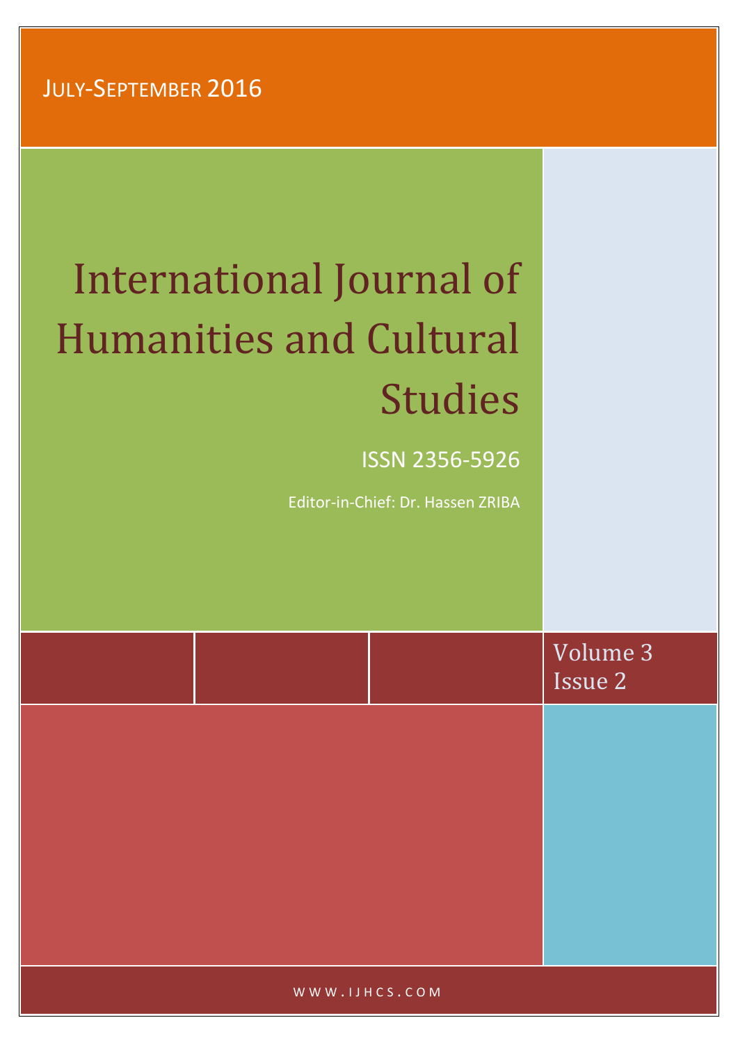JULY-SEPTEMBER 2016

# International Journal of Humanities and Cultural Studies

ISSN 2356-5926

Editor-in-Chief: Dr. Hassen ZRIBA

Volume 3
Issue 2

WWW.IJHCS.COM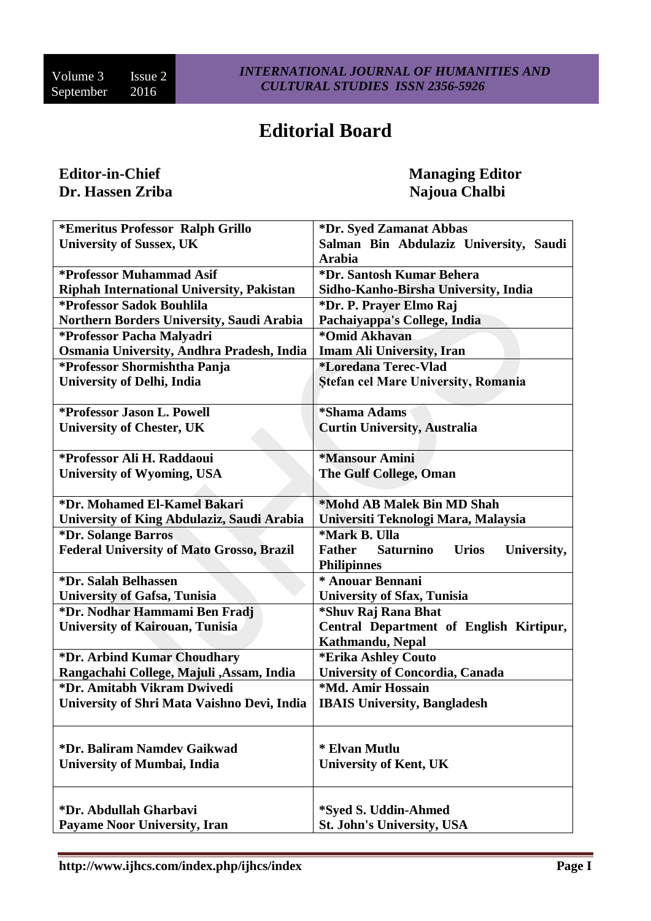# Editorial Board

**Editor-in-Chief**
**Dr. Hassen Zriba**

**Managing Editor**
**Najoua Chalbi**

| | |
|---|---|
| **\*Emeritus Professor Ralph Grillo**<br>**University of Sussex, UK** | **\*Dr. Syed Zamanat Abbas**<br>**Salman Bin Abdulaziz University, Saudi Arabia** |
| **\*Professor Muhammad Asif**<br>**Riphah International University, Pakistan** | **\*Dr. Santosh Kumar Behera**<br>**Sidho-Kanho-Birsha University, India** |
| **\*Professor Sadok Bouhlila**<br>**Northern Borders University, Saudi Arabia** | **\*Dr. P. Prayer Elmo Raj**<br>**Pachaiyappa's College, India** |
| **\*Professor Pacha Malyadri**<br>**Osmania University, Andhra Pradesh, India** | **\*Omid Akhavan**<br>**Imam Ali University, Iran** |
| **\*Professor Shormishtha Panja**<br>**University of Delhi, India** | **\*Loredana Terec-Vlad**<br>**Ştefan cel Mare University, Romania** |
| **\*Professor Jason L. Powell**<br>**University of Chester, UK** | **\*Shama Adams**<br>**Curtin University, Australia** |
| **\*Professor Ali H. Raddaoui**<br>**University of Wyoming, USA** | **\*Mansour Amini**<br>**The Gulf College, Oman** |
| **\*Dr. Mohamed El-Kamel Bakari**<br>**University of King Abdulaziz, Saudi Arabia** | **\*Mohd AB Malek Bin MD Shah**<br>**Universiti Teknologi Mara, Malaysia** |
| **\*Dr. Solange Barros**<br>**Federal University of Mato Grosso, Brazil** | **\*Mark B. Ulla**<br>**Father Saturnino Urios University, Philipinnes** |
| **\*Dr. Salah Belhassen**<br>**University of Gafsa, Tunisia** | **\* Anouar Bennani**<br>**University of Sfax, Tunisia** |
| **\*Dr. Nodhar Hammami Ben Fradj**<br>**University of Kairouan, Tunisia** | **\*Shuv Raj Rana Bhat**<br>**Central Department of English Kirtipur, Kathmandu, Nepal** |
| **\*Dr. Arbind Kumar Choudhary**<br>**Rangachahi College, Majuli ,Assam, India** | **\*Erika Ashley Couto**<br>**University of Concordia, Canada** |
| **\*Dr. Amitabh Vikram Dwivedi**<br>**University of Shri Mata Vaishno Devi, India** | **\*Md. Amir Hossain**<br>**IBAIS University, Bangladesh** |
| **\*Dr. Baliram Namdev Gaikwad**<br>**University of Mumbai, India** | **\* Elvan Mutlu**<br>**University of Kent, UK** |
| **\*Dr. Abdullah Gharbavi**<br>**Payame Noor University, Iran** | **\*Syed S. Uddin-Ahmed**<br>**St. John's University, USA** |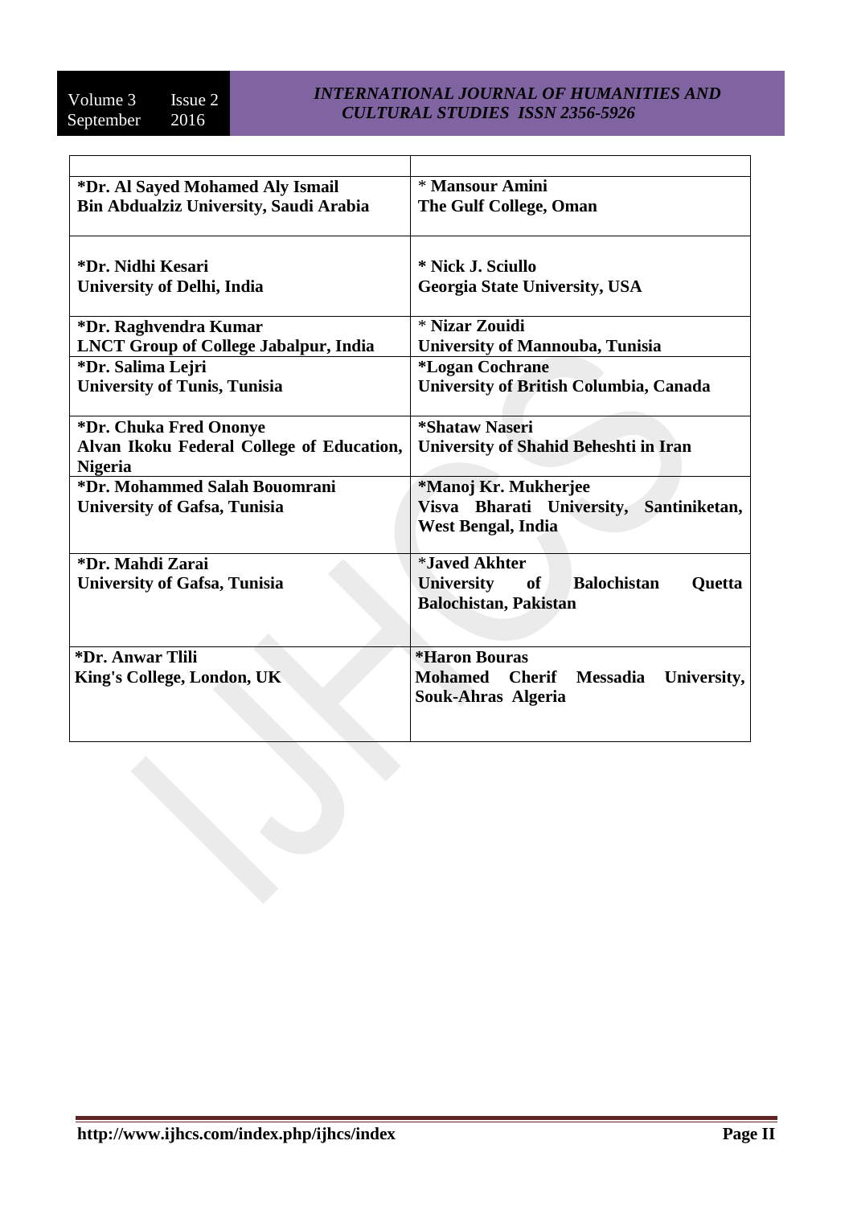| | |
|---|---|
| **\*Dr. Al Sayed Mohamed Aly Ismail**<br>**Bin Abdualziz University, Saudi Arabia** | \* **Mansour Amini**<br>**The Gulf College, Oman** |
| **\*Dr. Nidhi Kesari**<br>**University of Delhi, India** | **\* Nick J. Sciullo**<br>**Georgia State University, USA** |
| **\*Dr. Raghvendra Kumar**<br>**LNCT Group of College Jabalpur, India** | \* **Nizar Zouidi**<br>**University of Mannouba, Tunisia** |
| **\*Dr. Salima Lejri**<br>**University of Tunis, Tunisia** | **\*Logan Cochrane**<br>**University of British Columbia, Canada** |
| **\*Dr. Chuka Fred Ononye**<br>**Alvan Ikoku Federal College of Education, Nigeria** | **\*Shataw Naseri**<br>**University of Shahid Beheshti in Iran** |
| **\*Dr. Mohammed Salah Bouomrani**<br>**University of Gafsa, Tunisia** | **\*Manoj Kr. Mukherjee**<br>**Visva Bharati University, Santiniketan, West Bengal, India** |
| **\*Dr. Mahdi Zarai**<br>**University of Gafsa, Tunisia** | \***Javed Akhter**<br>**University of Balochistan Quetta Balochistan, Pakistan** |
| **\*Dr. Anwar Tlili**<br>**King's College, London, UK** | **\*Haron Bouras**<br>**Mohamed Cherif Messadia University, Souk-Ahras Algeria** |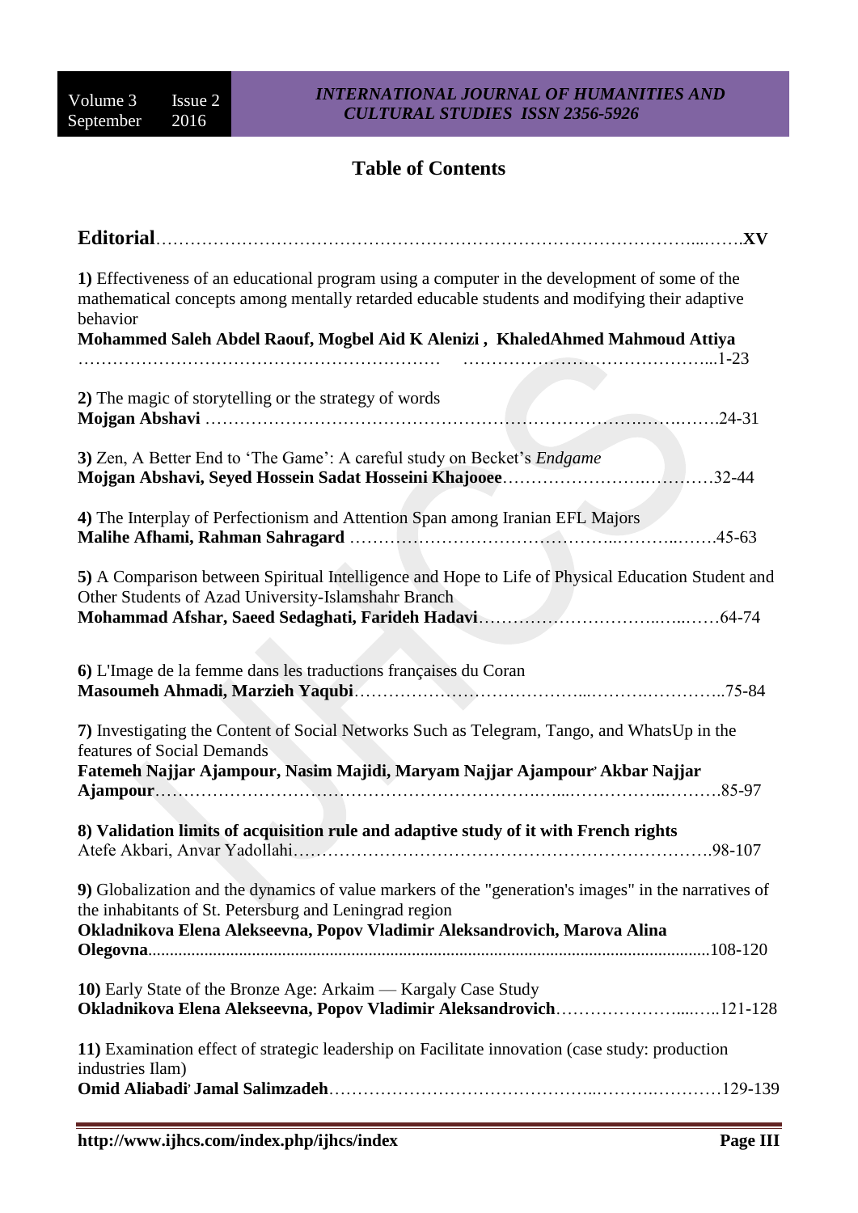# Table of Contents

**Editorial**………………………………………………………………………………………...…….**XV**

**1)** Effectiveness of an educational program using a computer in the development of some of the mathematical concepts among mentally retarded educable students and modifying their adaptive behavior
**Mohammed Saleh Abdel Raouf, Mogbel Aid K Alenizi , KhaledAhmed Mahmoud Attiya** ……………………………………………………… ……………………………………...1-23

**2)** The magic of storytelling or the strategy of words
**Mojgan Abshavi** …………………………………………………………………..……..…….24-31

**3)** Zen, A Better End to 'The Game': A careful study on Becket's *Endgame*
**Mojgan Abshavi, Seyed Hossein Sadat Hosseini Khajooee**……………………….…………32-44

**4)** The Interplay of Perfectionism and Attention Span among Iranian EFL Majors
**Malihe Afhami, Rahman Sahragard** ……………………………………...………..…….45-63

**5)** A Comparison between Spiritual Intelligence and Hope to Life of Physical Education Student and Other Students of Azad University-Islamshahr Branch
**Mohammad Afshar, Saeed Sedaghati, Farideh Hadavi**…………………………..…..……64-74

**6)** L'Image de la femme dans les traductions françaises du Coran
**Masoumeh Ahmadi, Marzieh Yaqubi**…………………………………...……….…………..75-84

**7)** Investigating the Content of Social Networks Such as Telegram, Tango, and WhatsUp in the features of Social Demands
**Fatemeh Najjar Ajampour, Nasim Majidi, Maryam Najjar Ajampour' Akbar Najjar Ajampour**……………………………………………………….…...……………..……….85-97

**8) Validation limits of acquisition rule and adaptive study of it with French rights**
Atefe Akbari, Anvar Yadollahi……………………………………………………………….98-107

**9)** Globalization and the dynamics of value markers of the "generation's images" in the narratives of the inhabitants of St. Petersburg and Leningrad region
**Okladnikova Elena Alekseevna, Popov Vladimir Aleksandrovich, Marova Alina Olegovna**................................................................................................................................108-120

**10)** Early State of the Bronze Age: Arkaim — Kargaly Case Study
**Okladnikova Elena Alekseevna, Popov Vladimir Aleksandrovich**…………………....…..121-128

**11)** Examination effect of strategic leadership on Facilitate innovation (case study: production industries Ilam)
**Omid Aliabadi' Jamal Salimzadeh**……………………………………..……….…………129-139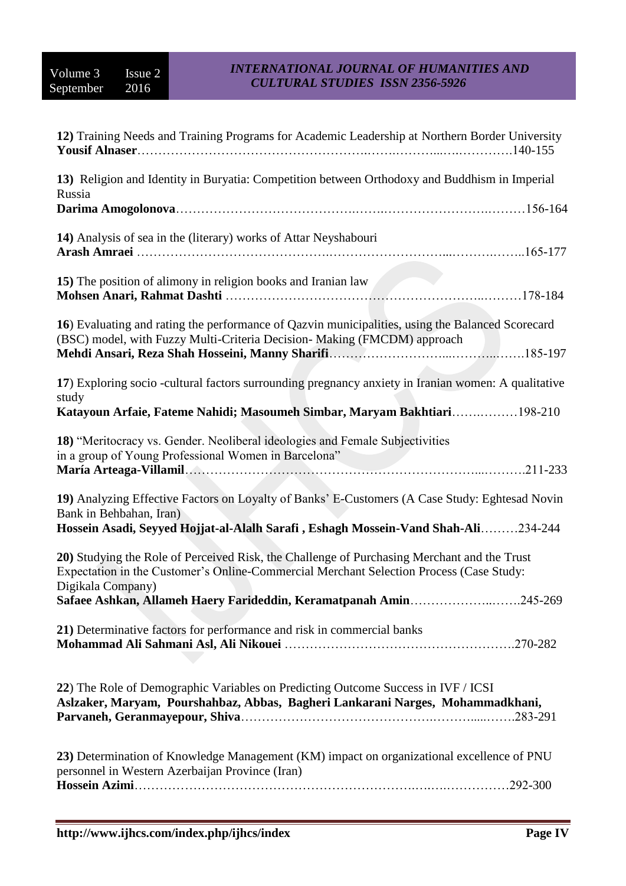**12)** Training Needs and Training Programs for Academic Leadership at Northern Border University
**Yousif Alnaser**……………………………………………….…….………...….…………140-155

**13)** Religion and Identity in Buryatia: Competition between Orthodoxy and Buddhism in Imperial Russia
**Darima Amogolonova**……………………………………….…….……………………….………156-164

**14)** Analysis of sea in the (literary) works of Attar Neyshabouri
**Arash Amraei** ……………………………………….……………………...……….……..165-177

**15)** The position of alimony in religion books and Iranian law
**Mohsen Anari, Rahmat Dashti** ……………………………………………………..………178-184

**16**) Evaluating and rating the performance of Qazvin municipalities, using the Balanced Scorecard (BSC) model, with Fuzzy Multi-Criteria Decision- Making (FMCDM) approach
**Mehdi Ansari, Reza Shah Hosseini, Manny Sharifi**………………………...……….…….185-197

**17**) Exploring socio -cultural factors surrounding pregnancy anxiety in Iranian women: A qualitative study
**Katayoun Arfaie, Fateme Nahidi; Masoumeh Simbar, Maryam Bakhtiari**…….………198-210

**18)** "Meritocracy vs. Gender. Neoliberal ideologies and Female Subjectivities in a group of Young Professional Women in Barcelona"
**María Arteaga-Villamil**……………………………………………………………...……….211-233

**19)** Analyzing Effective Factors on Loyalty of Banks' E-Customers (A Case Study: Eghtesad Novin Bank in Behbahan, Iran)
**Hossein Asadi, Seyyed Hojjat-al-Alalh Sarafi , Eshagh Mossein-Vand Shah-Ali**………234-244

**20)** Studying the Role of Perceived Risk, the Challenge of Purchasing Merchant and the Trust Expectation in the Customer's Online-Commercial Merchant Selection Process (Case Study: Digikala Company)
**Safaee Ashkan, Allameh Haery Farideddin, Keramatpanah Amin**………………...…….245-269

**21)** Determinative factors for performance and risk in commercial banks
**Mohammad Ali Sahmani Asl, Ali Nikouei** ……………………………………………….270-282

**22**) The Role of Demographic Variables on Predicting Outcome Success in IVF / ICSI
**Aslzaker, Maryam, Pourshahbaz, Abbas, Bagheri Lankarani Narges, Mohammadkhani, Parvaneh, Geranmayepour, Shiva**……………………………………….……….....…….283-291

**23)** Determination of Knowledge Management (KM) impact on organizational excellence of PNU personnel in Western Azerbaijan Province (Iran)
**Hossein Azimi**………………………………………………………….….….……………292-300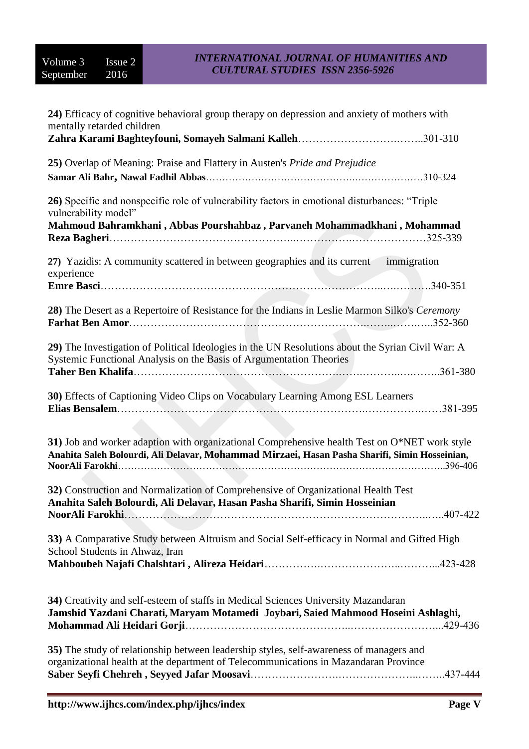**24)** Efficacy of cognitive behavioral group therapy on depression and anxiety of mothers with mentally retarded children
**Zahra Karami Baghteyfouni, Somayeh Salmani Kalleh**…………………………….……..301-310

**25)** Overlap of Meaning: Praise and Flattery in Austen's *Pride and Prejudice*
**Samar Ali Bahr, Nawal Fadhil Abbas**……………………………………….……………….…310-324

**26)** Specific and nonspecific role of vulnerability factors in emotional disturbances: "Triple vulnerability model"
**Mahmoud Bahramkhani , Abbas Pourshahbaz , Parvaneh Mohammadkhani , Mohammad Reza Bagheri**………………………………………….………………….…………………325-339

**27)** Yazidis: A community scattered in between geographies and its current immigration experience
**Emre Basci**……………………………………………….……………………..….……….340-351

**28)** The Desert as a Repertoire of Resistance for the Indians in Leslie Marmon Silko's *Ceremony*
**Farhat Ben Amor**…………………………………………………………….……..…….…..352-360

**29)** The Investigation of Political Ideologies in the UN Resolutions about the Syrian Civil War: A Systemic Functional Analysis on the Basis of Argumentation Theories
**Taher Ben Khalifa**…………………………………………………….…….………..….……..361-380

**30)** Effects of Captioning Video Clips on Vocabulary Learning Among ESL Learners
**Elias Bensalem**…………………………………………………………..…………….……381-395

**31)** Job and worker adaption with organizational Comprehensive health Test on O*NET work style
**Anahita Saleh Bolourdi, Ali Delavar, Mohammad Mirzaei, Hasan Pasha Sharifi, Simin Hosseinian, NoorAli Farokhi**………………………………………………………………………………..396-406

**32)** Construction and Normalization of Comprehensive of Organizational Health Test
**Anahita Saleh Bolourdi, Ali Delavar, Hasan Pasha Sharifi, Simin Hosseinian NoorAli Farokhi**…………………………………………………………………………..…..407-422

**33)** A Comparative Study between Altruism and Social Self-efficacy in Normal and Gifted High School Students in Ahwaz, Iran
**Mahboubeh Najafi Chalshtari , Alireza Heidari**…………….………………...………...423-428

**34)** Creativity and self-esteem of staffs in Medical Sciences University Mazandaran
**Jamshid Yazdani Charati, Maryam Motamedi Joybari, Saied Mahmood Hoseini Ashlaghi, Mohammad Ali Heidari Gorji**……………………….……………...……………………...429-436

**35)** The study of relationship between leadership styles, self-awareness of managers and organizational health at the department of Telecommunications in Mazandaran Province
**Saber Seyfi Chehreh , Seyyed Jafar Moosavi**…………………….…………………..……..437-444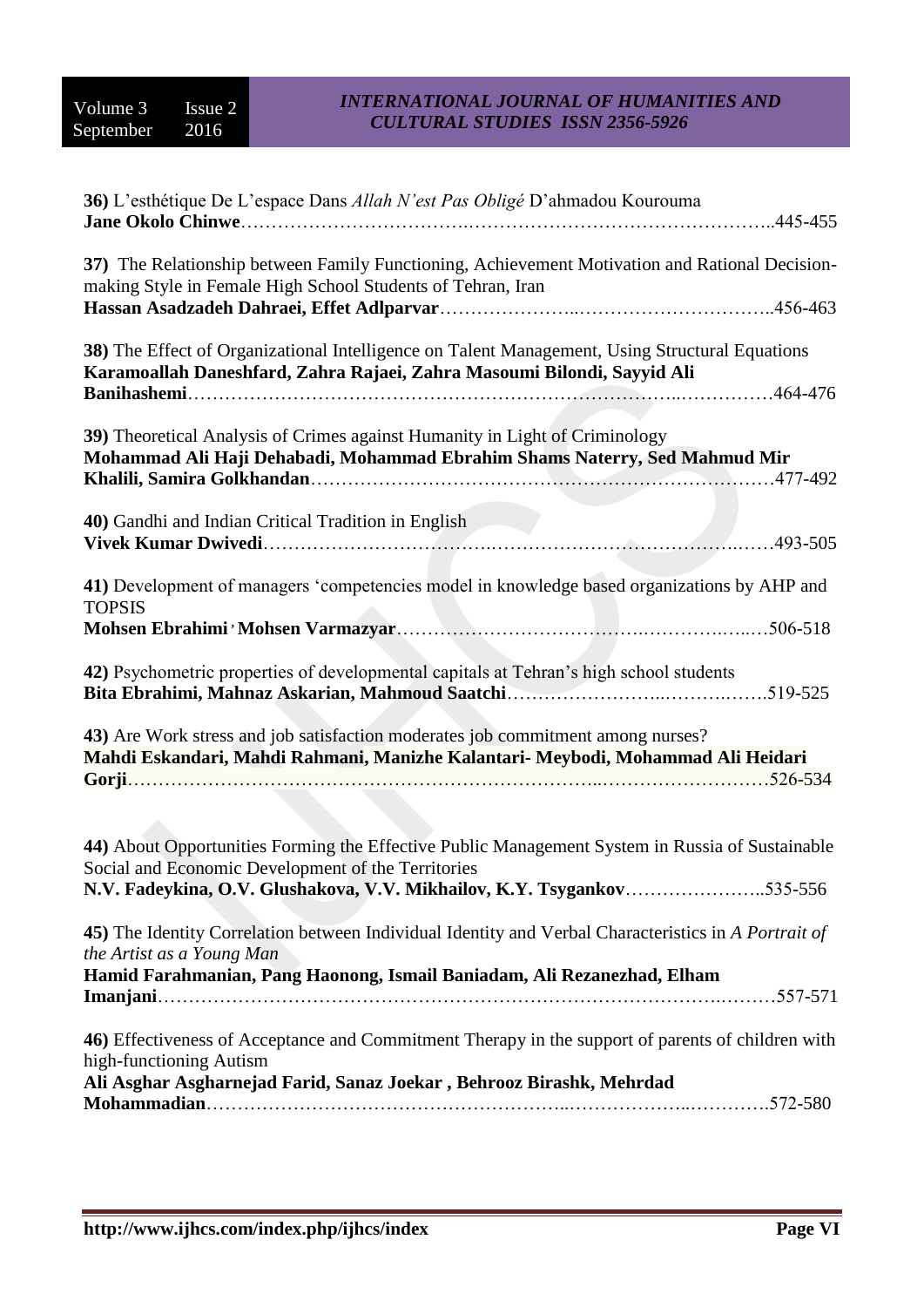**36)** L'esthétique De L'espace Dans *Allah N'est Pas Obligé* D'ahmadou Kourouma
**Jane Okolo Chinwe**……………………………..…………………………………………..445-455

**37)** The Relationship between Family Functioning, Achievement Motivation and Rational Decision-making Style in Female High School Students of Tehran, Iran
**Hassan Asadzadeh Dahraei, Effet Adlparvar**…………………..…………………………..456-463

**38)** The Effect of Organizational Intelligence on Talent Management, Using Structural Equations
**Karamoallah Daneshfard, Zahra Rajaei, Zahra Masoumi Bilondi, Sayyid Ali Banihashemi**…………………………….……………………………………..……………464-476

**39)** Theoretical Analysis of Crimes against Humanity in Light of Criminology
**Mohammad Ali Haji Dehabadi, Mohammad Ebrahim Shams Naterry, Sed Mahmud Mir Khalili, Samira Golkhandan**…………………………….……………………………………477-492

**40)** Gandhi and Indian Critical Tradition in English
**Vivek Kumar Dwivedi**……………………………..…………………………….……….……493-505

**41)** Development of managers 'competencies model in knowledge based organizations by AHP and TOPSIS
**Mohsen Ebrahimi**, **Mohsen Varmazyar**…………………………………….…………..…..…506-518

**42)** Psychometric properties of developmental capitals at Tehran's high school students
**Bita Ebrahimi, Mahnaz Askarian, Mahmoud Saatchi**……………………..……….…….519-525

**43)** Are Work stress and job satisfaction moderates job commitment among nurses?
**Mahdi Eskandari, Mahdi Rahmani, Manizhe Kalantari- Meybodi, Mohammad Ali Heidari Gorji**……………………………………………………………...………………………526-534

**44)** About Opportunities Forming the Effective Public Management System in Russia of Sustainable Social and Economic Development of the Territories
**N.V. Fadeykina, O.V. Glushakova, V.V. Mikhailov, K.Y. Tsygankov**…………………..535-556

**45)** The Identity Correlation between Individual Identity and Verbal Characteristics in *A Portrait of the Artist as a Young Man*
**Hamid Farahmanian, Pang Haonong, Ismail Baniadam, Ali Rezanezhad, Elham Imanjani**………………………………………………………………………………..………557-571

**46)** Effectiveness of Acceptance and Commitment Therapy in the support of parents of children with high-functioning Autism
**Ali Asghar Asgharnejad Farid, Sanaz Joekar , Behrooz Birashk, Mehrdad Mohammadian**………………………………………………..………………..………….572-580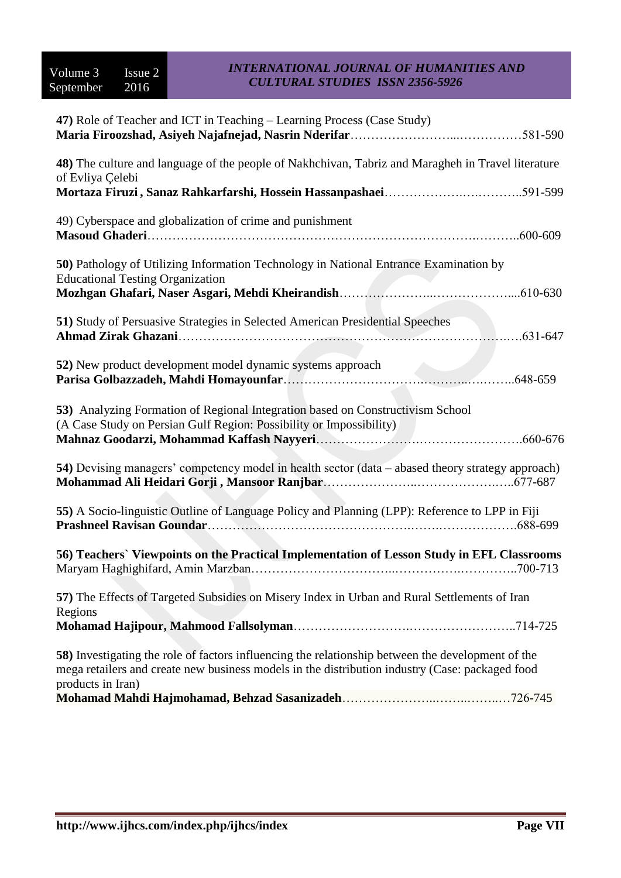**47)** Role of Teacher and ICT in Teaching – Learning Process (Case Study)
**Maria Firoozshad, Asiyeh Najafnejad, Nasrin Nderifar**……………………...……………581-590

**48)** The culture and language of the people of Nakhchivan, Tabriz and Maragheh in Travel literature of Evliya Çelebi
**Mortaza Firuzi , Sanaz Rahkarfarshi, Hossein Hassanpashaei**……………….….………..591-599

49) Cyberspace and globalization of crime and punishment
**Masoud Ghaderi**……………………………………………………………………….………..600-609

**50)** Pathology of Utilizing Information Technology in National Entrance Examination by Educational Testing Organization
**Mozhgan Ghafari, Naser Asgari, Mehdi Kheirandish**…………………...………………....610-630

**51)** Study of Persuasive Strategies in Selected American Presidential Speeches
**Ahmad Zirak Ghazani**…………………………………………………………………….….631-647

**52)** New product development model dynamic systems approach
**Parisa Golbazzadeh, Mahdi Homayounfar**…………………………….………..….……..648-659

**53)** Analyzing Formation of Regional Integration based on Constructivism School (A Case Study on Persian Gulf Region: Possibility or Impossibility)
**Mahnaz Goodarzi, Mohammad Kaffash Nayyeri**…………………….…………………….660-676

**54)** Devising managers' competency model in health sector (data – abased theory strategy approach)
**Mohammad Ali Heidari Gorji , Mansoor Ranjbar**…………………..…………………..…..677-687

**55)** A Socio-linguistic Outline of Language Policy and Planning (LPP): Reference to LPP in Fiji
**Prashneel Ravisan Goundar**……………………………………….…….……………….688-699

**56) Teachers` Viewpoints on the Practical Implementation of Lesson Study in EFL Classrooms**
Maryam Haghighifard, Amin Marzban…………………………...…………….…………..700-713

**57)** The Effects of Targeted Subsidies on Misery Index in Urban and Rural Settlements of Iran Regions
**Mohamad Hajipour, Mahmood Fallsolyman**……………………….……………………..714-725

**58)** Investigating the role of factors influencing the relationship between the development of the mega retailers and create new business models in the distribution industry (Case: packaged food products in Iran)
**Mohamad Mahdi Hajmohamad, Behzad Sasanizadeh**…………………..……..……..…726-745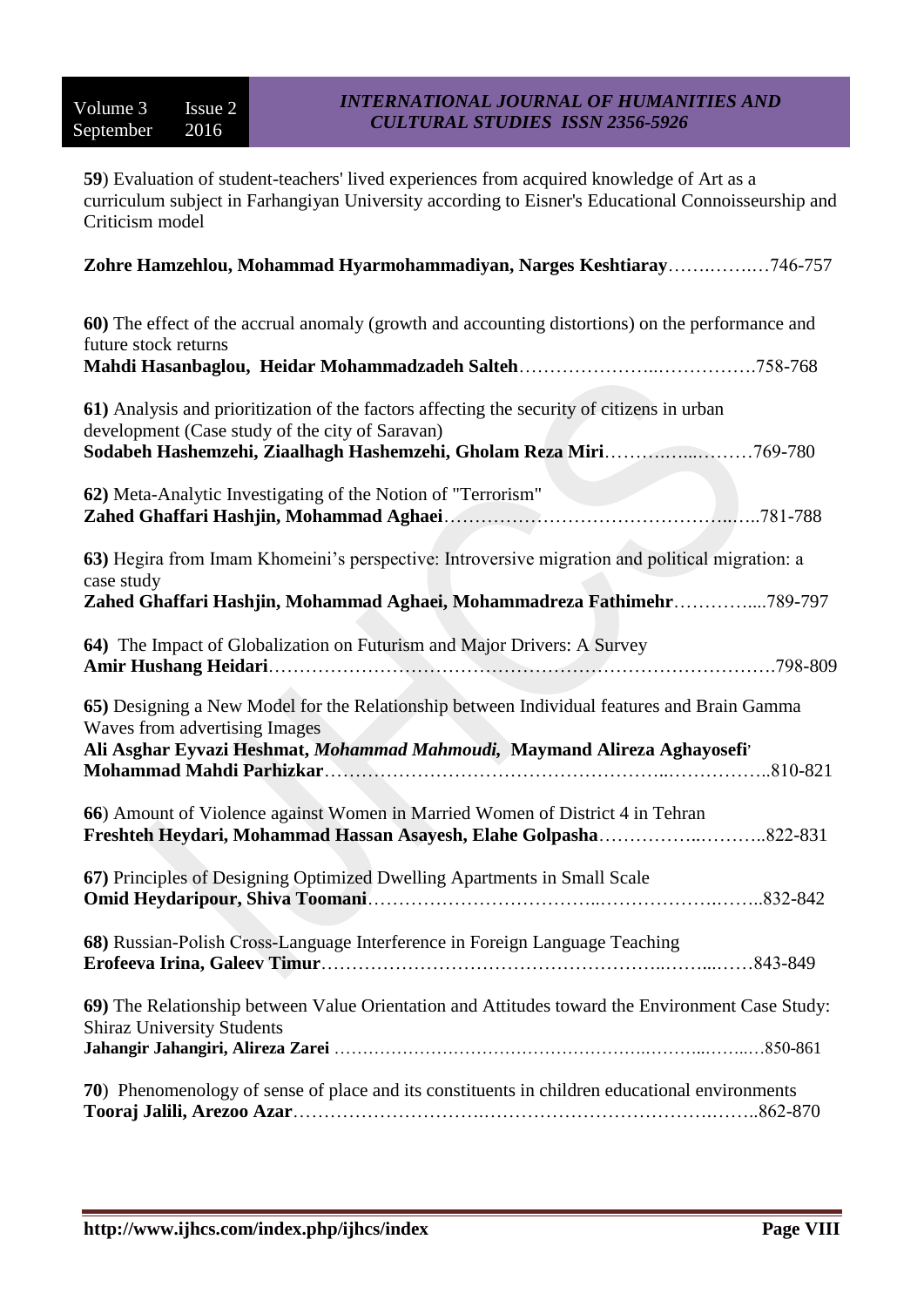**59**) Evaluation of student-teachers' lived experiences from acquired knowledge of Art as a curriculum subject in Farhangiyan University according to Eisner's Educational Connoisseurship and Criticism model

**Zohre Hamzehlou, Mohammad Hyarmohammadiyan, Narges Keshtiaray**……..……..…746-757

**60)** The effect of the accrual anomaly (growth and accounting distortions) on the performance and future stock returns
**Mahdi Hasanbaglou, Heidar Mohammadzadeh Salteh**…………………..…………….758-768

**61)** Analysis and prioritization of the factors affecting the security of citizens in urban development (Case study of the city of Saravan)
**Sodabeh Hashemzehi, Ziaalhagh Hashemzehi, Gholam Reza Miri**…………....………769-780

**62)** Meta-Analytic Investigating of the Notion of "Terrorism"
**Zahed Ghaffari Hashjin, Mohammad Aghaei**…………………………………………..…..781-788

**63)** Hegira from Imam Khomeini's perspective: Introversive migration and political migration: a case study
**Zahed Ghaffari Hashjin, Mohammad Aghaei, Mohammadreza Fathimehr**………….....789-797

**64)** The Impact of Globalization on Futurism and Major Drivers: A Survey
**Amir Hushang Heidari**……………………………………………………………………….798-809

**65)** Designing a New Model for the Relationship between Individual features and Brain Gamma Waves from advertising Images
**Ali Asghar Eyvazi Heshmat, *Mohammad Mahmoudi*, Maymand Alireza Aghayosefi, Mohammad Mahdi Parhizkar**…………………………………………..……………..810-821

**66**) Amount of Violence against Women in Married Women of District 4 in Tehran
**Freshteh Heydari, Mohammad Hassan Asayesh, Elahe Golpasha**……………..………..822-831

**67)** Principles of Designing Optimized Dwelling Apartments in Small Scale
**Omid Heydaripour, Shiva Toomani**……………………………..……………….……..832-842

**68)** Russian-Polish Cross-Language Interference in Foreign Language Teaching
**Erofeeva Irina, Galeev Timur**……………………………………………..……...……843-849

**69)** The Relationship between Value Orientation and Attitudes toward the Environment Case Study: Shiraz University Students
**Jahangir Jahangiri, Alireza Zarei** ……………………………………………..………..……..…850-861

**70**) Phenomenology of sense of place and its constituents in children educational environments
**Tooraj Jalili, Arezoo Azar**…………………………………………………………….……..862-870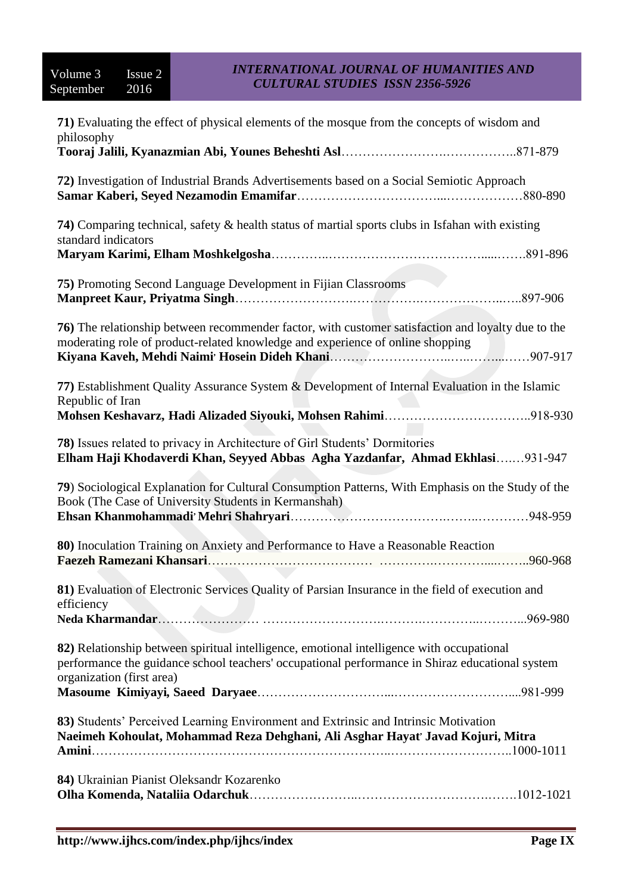**71)** Evaluating the effect of physical elements of the mosque from the concepts of wisdom and philosophy
**Tooraj Jalili, Kyanazmian Abi, Younes Beheshti Asl**……………………..……………..871-879

**72)** Investigation of Industrial Brands Advertisements based on a Social Semiotic Approach
**Samar Kaberi, Seyed Nezamodin Emamifar**……………………………....………………880-890

**74)** Comparing technical, safety & health status of martial sports clubs in Isfahan with existing standard indicators
**Maryam Karimi, Elham Moshkelgosha**…………..………………………………......…….891-896

**75)** Promoting Second Language Development in Fijian Classrooms
**Manpreet Kaur, Priyatma Singh**……………………….…………….………………..…..897-906

**76)** The relationship between recommender factor, with customer satisfaction and loyalty due to the moderating role of product-related knowledge and experience of online shopping
**Kiyana Kaveh, Mehdi Naimi, Hosein Dideh Khani**………………………..…..……...……907-917

**77)** Establishment Quality Assurance System & Development of Internal Evaluation in the Islamic Republic of Iran
**Mohsen Keshavarz, Hadi Alizaded Siyouki, Mohsen Rahimi**……………………………..918-930

**78)** Issues related to privacy in Architecture of Girl Students' Dormitories
**Elham Haji Khodaverdi Khan, Seyyed Abbas Agha Yazdanfar, Ahmad Ekhlasi**….…931-947

**79**) Sociological Explanation for Cultural Consumption Patterns, With Emphasis on the Study of the Book (The Case of University Students in Kermanshah)
**Ehsan Khanmohammadi, Mehri Shahryari**……………………………….……..…………948-959

**80)** Inoculation Training on Anxiety and Performance to Have a Reasonable Reaction
**Faezeh Ramezani Khansari**………………………………… ………….………....……..960-968

**81)** Evaluation of Electronic Services Quality of Parsian Insurance in the field of execution and efficiency
**Neda Kharmandar**…………………… ……………………….……….…………..………...969-980

**82)** Relationship between spiritual intelligence, emotional intelligence with occupational performance the guidance school teachers' occupational performance in Shiraz educational system organization (first area)
**Masoume Kimiyayi, Saeed Daryaee**………………………....……………………….....981-999

**83)** Students' Perceived Learning Environment and Extrinsic and Intrinsic Motivation
**Naeimeh Kohoulat, Mohammad Reza Dehghani, Ali Asghar Hayat, Javad Kojuri, Mitra Amini**………………………………………………………..………………………..1000-1011

**84)** Ukrainian Pianist Oleksandr Kozarenko
**Olha Komenda, Nataliia Odarchuk**……………………..…………………………….…….1012-1021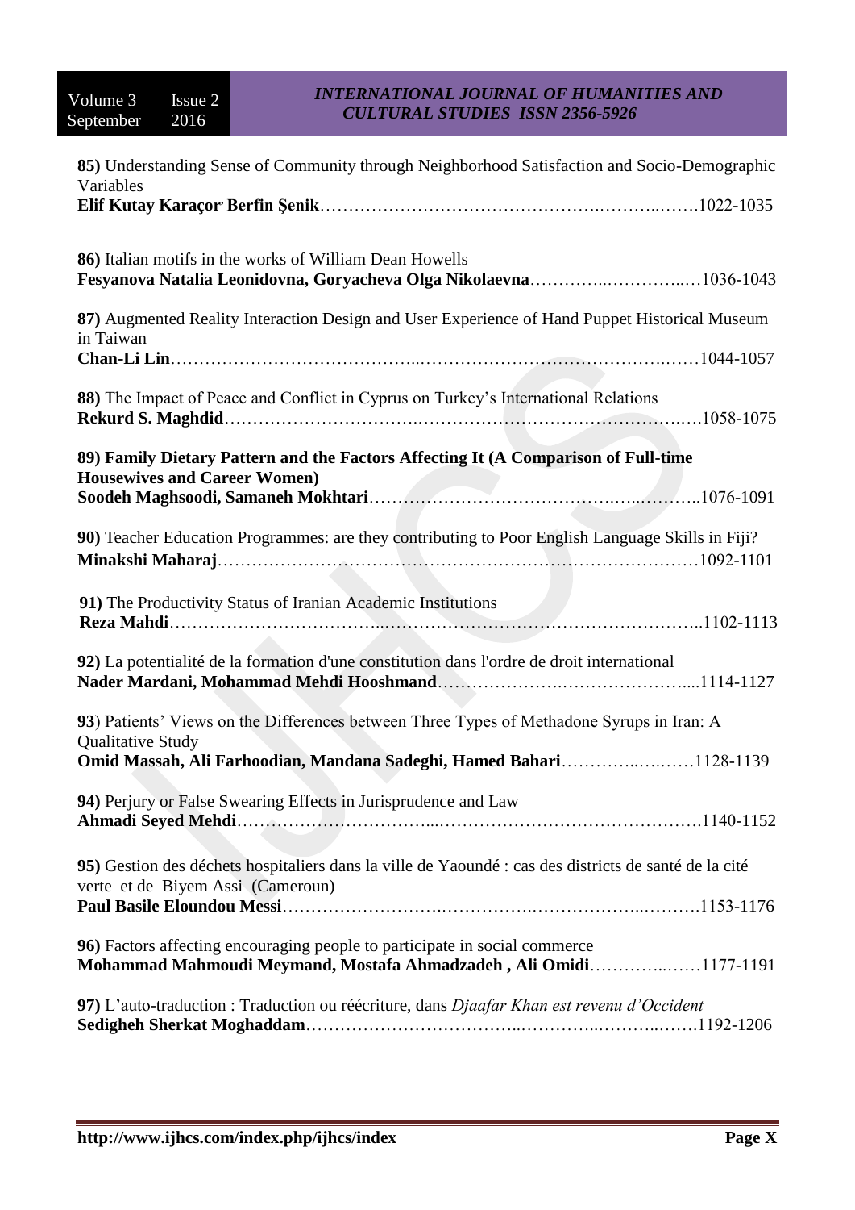**85)** Understanding Sense of Community through Neighborhood Satisfaction and Socio-Demographic Variables
**Elif Kutay Karaçor, Berfin Şenik**……………………………………….………..…….1022-1035

**86)** Italian motifs in the works of William Dean Howells
**Fesyanova Natalia Leonidovna, Goryacheva Olga Nikolaevna**…………..…………..…1036-1043

**87)** Augmented Reality Interaction Design and User Experience of Hand Puppet Historical Museum in Taiwan
**Chan-Li Lin**…………………………………...……………………………………..……1044-1057

**88)** The Impact of Peace and Conflict in Cyprus on Turkey's International Relations
**Rekurd S. Maghdid**…………………………….…………………………………….…..…1058-1075

**89) Family Dietary Pattern and the Factors Affecting It (A Comparison of Full-time Housewives and Career Women)**
**Soodeh Maghsoodi, Samaneh Mokhtari**…………………………………..…...………..1076-1091

**90)** Teacher Education Programmes: are they contributing to Poor English Language Skills in Fiji?
**Minakshi Maharaj**…………………………………………………………………………1092-1101

**91)** The Productivity Status of Iranian Academic Institutions
**Reza Mahdi**……………………………...………………………………………………..1102-1113

**92)** La potentialité de la formation d'une constitution dans l'ordre de droit international
**Nader Mardani, Mohammad Mehdi Hooshmand**…………………..…………………....1114-1127

**93**) Patients' Views on the Differences between Three Types of Methadone Syrups in Iran: A Qualitative Study
**Omid Massah, Ali Farhoodian, Mandana Sadeghi, Hamed Bahari**…………..…..……1128-1139

**94)** Perjury or False Swearing Effects in Jurisprudence and Law
**Ahmadi Seyed Mehdi**…………………………....……………………………………….1140-1152

**95)** Gestion des déchets hospitaliers dans la ville de Yaoundé : cas des districts de santé de la cité verte et de Biyem Assi (Cameroun)
**Paul Basile Eloundou Messi**……………………..…………..………………..……….1153-1176

**96)** Factors affecting encouraging people to participate in social commerce
**Mohammad Mahmoudi Meymand, Mostafa Ahmadzadeh , Ali Omidi**…………..……1177-1191

**97)** L'auto-traduction : Traduction ou réécriture, dans *Djaafar Khan est revenu d'Occident*
**Sedigheh Sherkat Moghaddam**……………………………..…………..………..…….1192-1206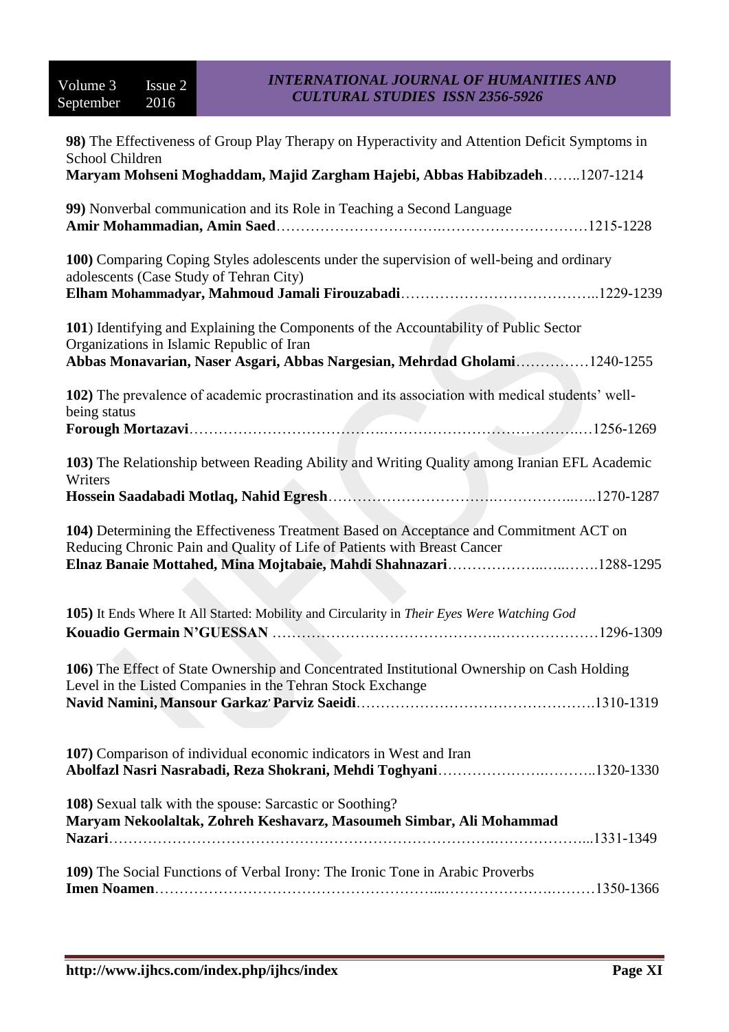**98)** The Effectiveness of Group Play Therapy on Hyperactivity and Attention Deficit Symptoms in School Children
**Maryam Mohseni Moghaddam, Majid Zargham Hajebi, Abbas Habibzadeh**……..1207-1214

**99)** Nonverbal communication and its Role in Teaching a Second Language
**Amir Mohammadian, Amin Saed**……………………………………………………………1215-1228

**100)** Comparing Coping Styles adolescents under the supervision of well-being and ordinary adolescents (Case Study of Tehran City)
**Elham Mohammadyar, Mahmoud Jamali Firouzabadi**…………………………………..1229-1239

**101**) Identifying and Explaining the Components of the Accountability of Public Sector Organizations in Islamic Republic of Iran
**Abbas Monavarian, Naser Asgari, Abbas Nargesian, Mehrdad Gholami**……………1240-1255

**102)** The prevalence of academic procrastination and its association with medical students' well-being status
**Forough Mortazavi**……………………………………………………………………………1256-1269

**103)** The Relationship between Reading Ability and Writing Quality among Iranian EFL Academic Writers
**Hossein Saadabadi Motlaq, Nahid Egresh**…………………………………………..…..1270-1287

**104)** Determining the Effectiveness Treatment Based on Acceptance and Commitment ACT on Reducing Chronic Pain and Quality of Life of Patients with Breast Cancer
**Elnaz Banaie Mottahed, Mina Mojtabaie, Mahdi Shahnazari**………………..…..…….1288-1295

**105)** It Ends Where It All Started: Mobility and Circularity in *Their Eyes Were Watching God*
**Kouadio Germain N'GUESSAN** ……………………………………………………………1296-1309

**106)** The Effect of State Ownership and Concentrated Institutional Ownership on Cash Holding Level in the Listed Companies in the Tehran Stock Exchange
**Navid Namini, Mansour Garkaz, Parviz Saeidi**………………………………………….1310-1319

**107)** Comparison of individual economic indicators in West and Iran
**Abolfazl Nasri Nasrabadi, Reza Shokrani, Mehdi Toghyani**……………………..……..1320-1330

**108)** Sexual talk with the spouse: Sarcastic or Soothing?
**Maryam Nekoolaltak, Zohreh Keshavarz, Masoumeh Simbar, Ali Mohammad Nazari**…………………………………………………………………………………...1331-1349

**109)** The Social Functions of Verbal Irony: The Ironic Tone in Arabic Proverbs
**Imen Noamen**…………………………………………………...……………………….………1350-1366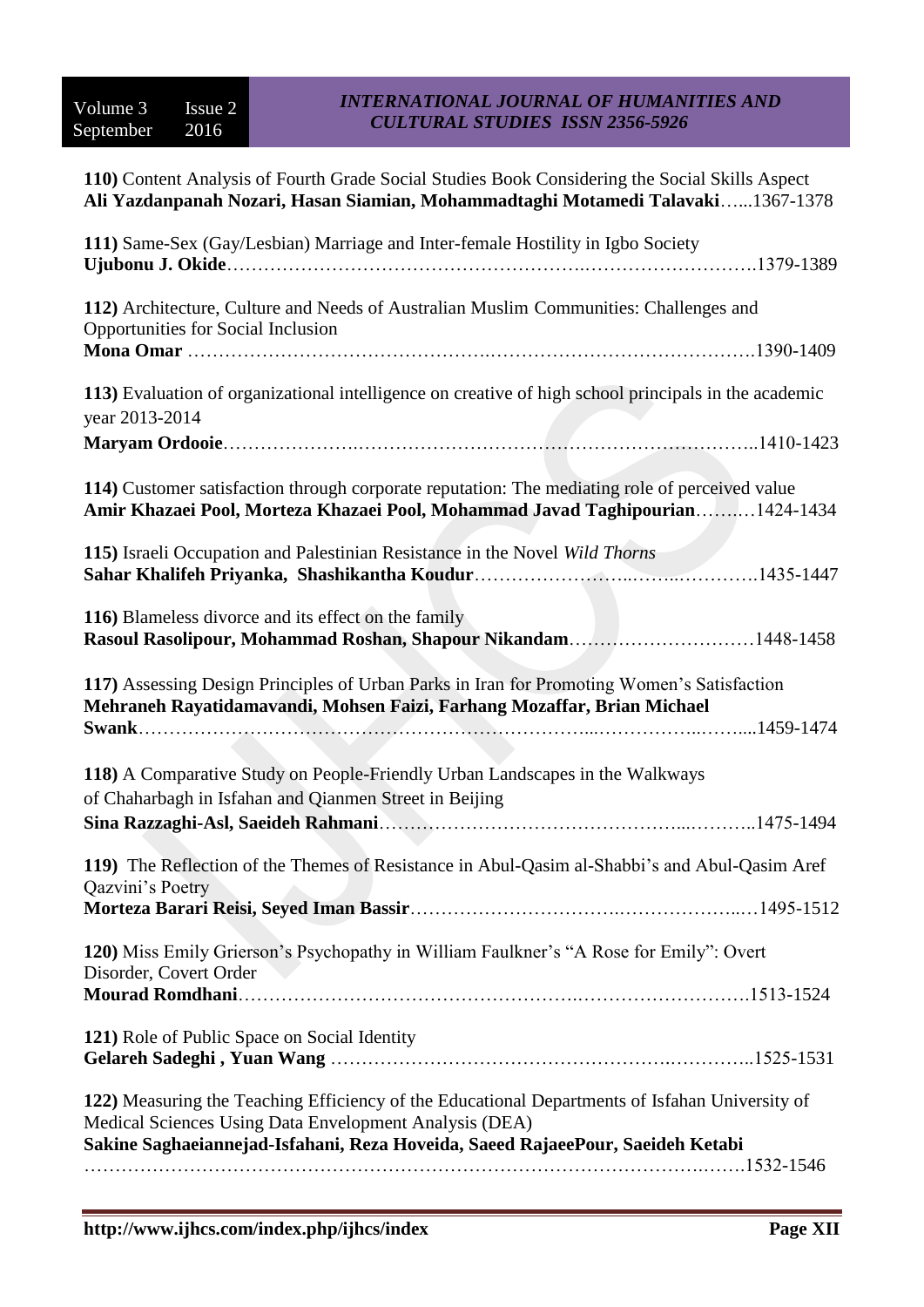**110)** Content Analysis of Fourth Grade Social Studies Book Considering the Social Skills Aspect
**Ali Yazdanpanah Nozari, Hasan Siamian, Mohammadtaghi Motamedi Talavaki**…...1367-1378

**111)** Same-Sex (Gay/Lesbian) Marriage and Inter-female Hostility in Igbo Society
**Ujubonu J. Okide**……………………………………………….……………………….1379-1389

**112)** Architecture, Culture and Needs of Australian Muslim Communities: Challenges and Opportunities for Social Inclusion
**Mona Omar** ……………………………………….…………………………………….1390-1409

**113)** Evaluation of organizational intelligence on creative of high school principals in the academic year 2013-2014
**Maryam Ordooie**………………….…………………………………….…………………..1410-1423

**114)** Customer satisfaction through corporate reputation: The mediating role of perceived value
**Amir Khazaei Pool, Morteza Khazaei Pool, Mohammad Javad Taghipourian**……..…1424-1434

**115)** Israeli Occupation and Palestinian Resistance in the Novel *Wild Thorns*
**Sahar Khalifeh Priyanka, Shashikantha Koudur**…………………...……..………….1435-1447

**116)** Blameless divorce and its effect on the family
**Rasoul Rasolipour, Mohammad Roshan, Shapour Nikandam**…………………………1448-1458

**117)** Assessing Design Principles of Urban Parks in Iran for Promoting Women's Satisfaction
**Mehraneh Rayatidamavandi, Mohsen Faizi, Farhang Mozaffar, Brian Michael Swank**…………………………………………………………...……………..……...1459-1474

**118)** A Comparative Study on People-Friendly Urban Landscapes in the Walkways of Chaharbagh in Isfahan and Qianmen Street in Beijing
**Sina Razzaghi-Asl, Saeideh Rahmani**…………………………………………...………..1475-1494

**119)** The Reflection of the Themes of Resistance in Abul-Qasim al-Shabbi's and Abul-Qasim Aref Qazvini's Poetry
**Morteza Barari Reisi, Seyed Iman Bassir**…………………………….………………..…1495-1512

**120)** Miss Emily Grierson's Psychopathy in William Faulkner's "A Rose for Emily": Overt Disorder, Covert Order
**Mourad Romdhani**…………………………………………….……………………….1513-1524

**121)** Role of Public Space on Social Identity
**Gelareh Sadeghi , Yuan Wang** ……………………………………………….………...1525-1531

**122)** Measuring the Teaching Efficiency of the Educational Departments of Isfahan University of Medical Sciences Using Data Envelopment Analysis (DEA)
**Sakine Saghaeiannejad-Isfahani, Reza Hoveida, Saeed RajaeePour, Saeideh Ketabi**
………………………………………………………………………………….…….1532-1546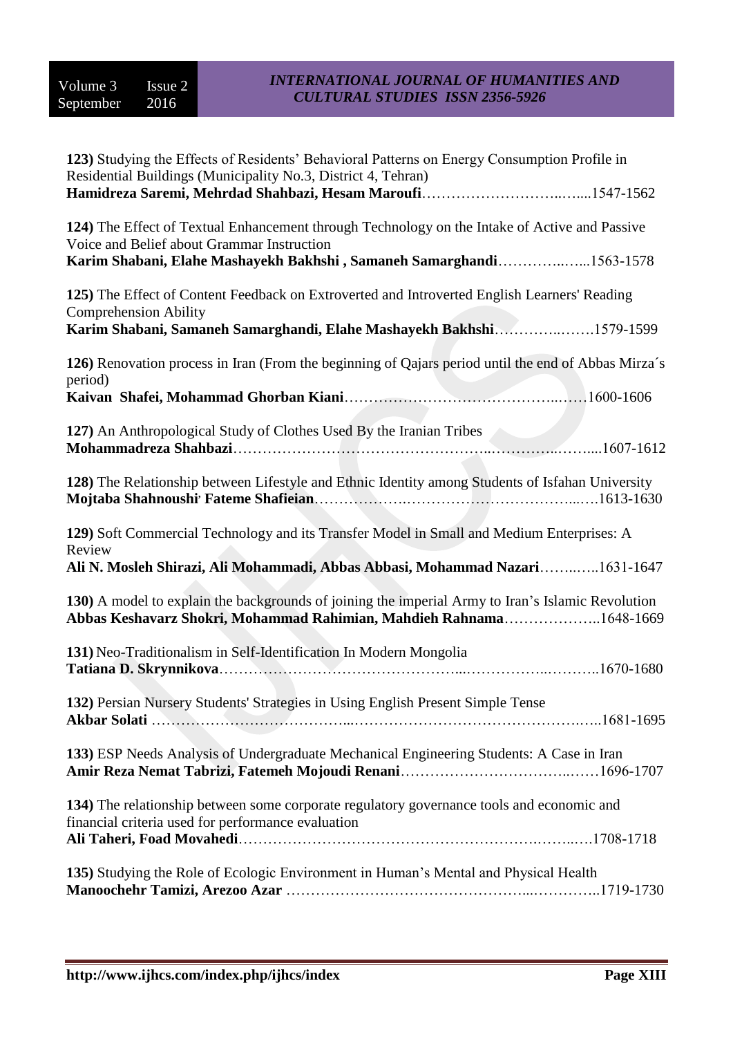**123)** Studying the Effects of Residents' Behavioral Patterns on Energy Consumption Profile in Residential Buildings (Municipality No.3, District 4, Tehran)
**Hamidreza Saremi, Mehrdad Shahbazi, Hesam Maroufi**……………………….…....1547-1562

**124)** The Effect of Textual Enhancement through Technology on the Intake of Active and Passive Voice and Belief about Grammar Instruction
**Karim Shabani, Elahe Mashayekh Bakhshi , Samaneh Samarghandi**…………..…...1563-1578

**125)** The Effect of Content Feedback on Extroverted and Introverted English Learners' Reading Comprehension Ability
**Karim Shabani, Samaneh Samarghandi, Elahe Mashayekh Bakhshi**…………..…….1579-1599

**126)** Renovation process in Iran (From the beginning of Qajars period until the end of Abbas Mirza´s period)
**Kaivan Shafei, Mohammad Ghorban Kiani**……………………………………..……1600-1606

**127)** An Anthropological Study of Clothes Used By the Iranian Tribes
**Mohammadreza Shahbazi**……………………………………………...…………..……....1607-1612

**128)** The Relationship between Lifestyle and Ethnic Identity among Students of Isfahan University
**Mojtaba Shahnoushi, Fateme Shafieian**……………….…………………………...….1613-1630

**129)** Soft Commercial Technology and its Transfer Model in Small and Medium Enterprises: A Review
**Ali N. Mosleh Shirazi, Ali Mohammadi, Abbas Abbasi, Mohammad Nazari**……..…..1631-1647

**130)** A model to explain the backgrounds of joining the imperial Army to Iran's Islamic Revolution
**Abbas Keshavarz Shokri, Mohammad Rahimian, Mahdieh Rahnama**………………..1648-1669

**131)** Neo-Traditionalism in Self-Identification In Modern Mongolia
**Tatiana D. Skrynnikova**………………………………………...……………..………..1670-1680

**132)** Persian Nursery Students' Strategies in Using English Present Simple Tense
**Akbar Solati** …………………………………...…………………………………….…..1681-1695

**133)** ESP Needs Analysis of Undergraduate Mechanical Engineering Students: A Case in Iran
**Amir Reza Nemat Tabrizi, Fatemeh Mojoudi Renani**……………………………..……1696-1707

**134)** The relationship between some corporate regulatory governance tools and economic and financial criteria used for performance evaluation
**Ali Taheri, Foad Movahedi**…………………………………………………….……..….1708-1718

**135)** Studying the Role of Ecologic Environment in Human's Mental and Physical Health
**Manoochehr Tamizi, Arezoo Azar** ………………………………………...…………..1719-1730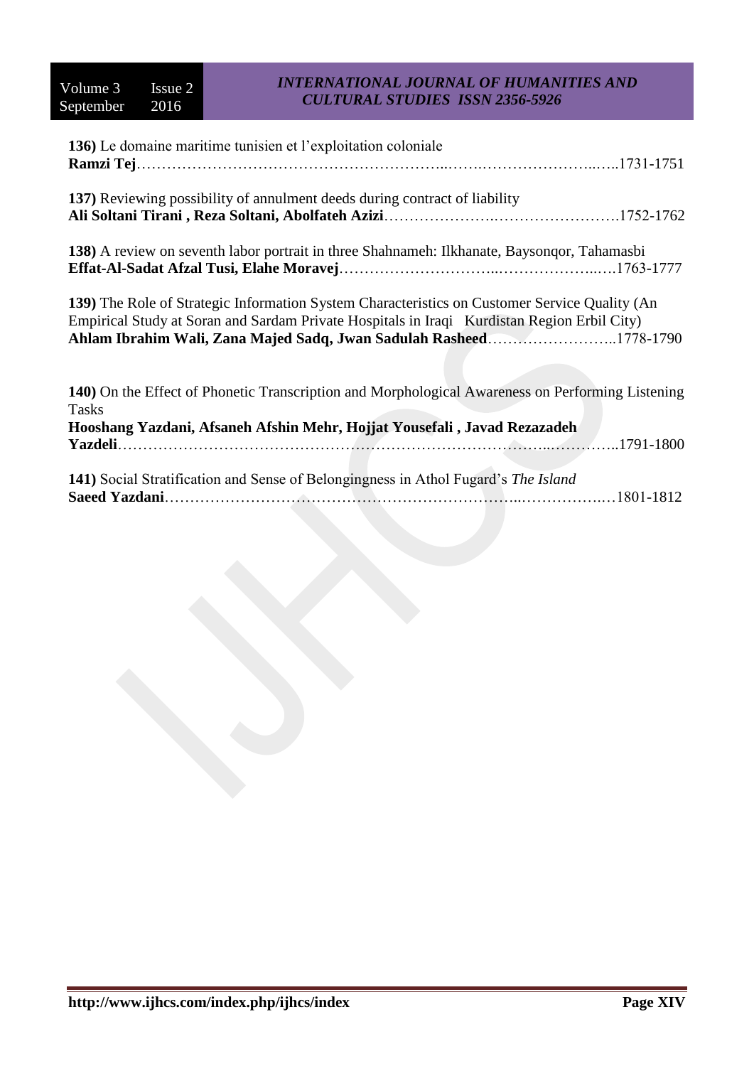**136)** Le domaine maritime tunisien et l'exploitation coloniale
**Ramzi Tej**……………………………………………………..…….…………………..…..1731-1751

**137)** Reviewing possibility of annulment deeds during contract of liability
**Ali Soltani Tirani , Reza Soltani, Abolfateh Azizi**………………….…………………….1752-1762

**138)** A review on seventh labor portrait in three Shahnameh: Ilkhanate, Baysonqor, Tahamasbi
**Effat-Al-Sadat Afzal Tusi, Elahe Moravej**………………………..………………..….1763-1777

**139)** The Role of Strategic Information System Characteristics on Customer Service Quality (An Empirical Study at Soran and Sardam Private Hospitals in Iraqi Kurdistan Region Erbil City)
**Ahlam Ibrahim Wali, Zana Majed Sadq, Jwan Sadulah Rasheed**……………………..1778-1790

**140)** On the Effect of Phonetic Transcription and Morphological Awareness on Performing Listening Tasks
**Hooshang Yazdani, Afsaneh Afshin Mehr, Hojjat Yousefali , Javad Rezazadeh Yazdeli**……………………………………………………………………...…………..1791-1800

**141)** Social Stratification and Sense of Belongingness in Athol Fugard's *The Island*
**Saeed Yazdani**…………………………………………………………...…………….…1801-1812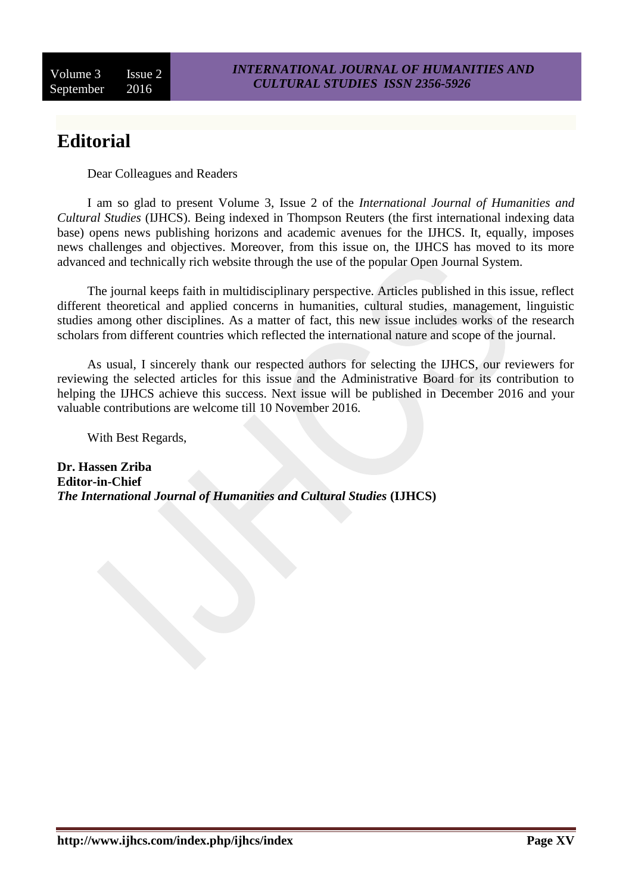# Editorial

Dear Colleagues and Readers

I am so glad to present Volume 3, Issue 2 of the *International Journal of Humanities and Cultural Studies* (IJHCS). Being indexed in Thompson Reuters (the first international indexing data base) opens news publishing horizons and academic avenues for the IJHCS. It, equally, imposes news challenges and objectives. Moreover, from this issue on, the IJHCS has moved to its more advanced and technically rich website through the use of the popular Open Journal System.

The journal keeps faith in multidisciplinary perspective. Articles published in this issue, reflect different theoretical and applied concerns in humanities, cultural studies, management, linguistic studies among other disciplines. As a matter of fact, this new issue includes works of the research scholars from different countries which reflected the international nature and scope of the journal.

As usual, I sincerely thank our respected authors for selecting the IJHCS, our reviewers for reviewing the selected articles for this issue and the Administrative Board for its contribution to helping the IJHCS achieve this success. Next issue will be published in December 2016 and your valuable contributions are welcome till 10 November 2016.

With Best Regards,

**Dr. Hassen Zriba**
**Editor-in-Chief**
***The International Journal of Humanities and Cultural Studies* (IJHCS)**